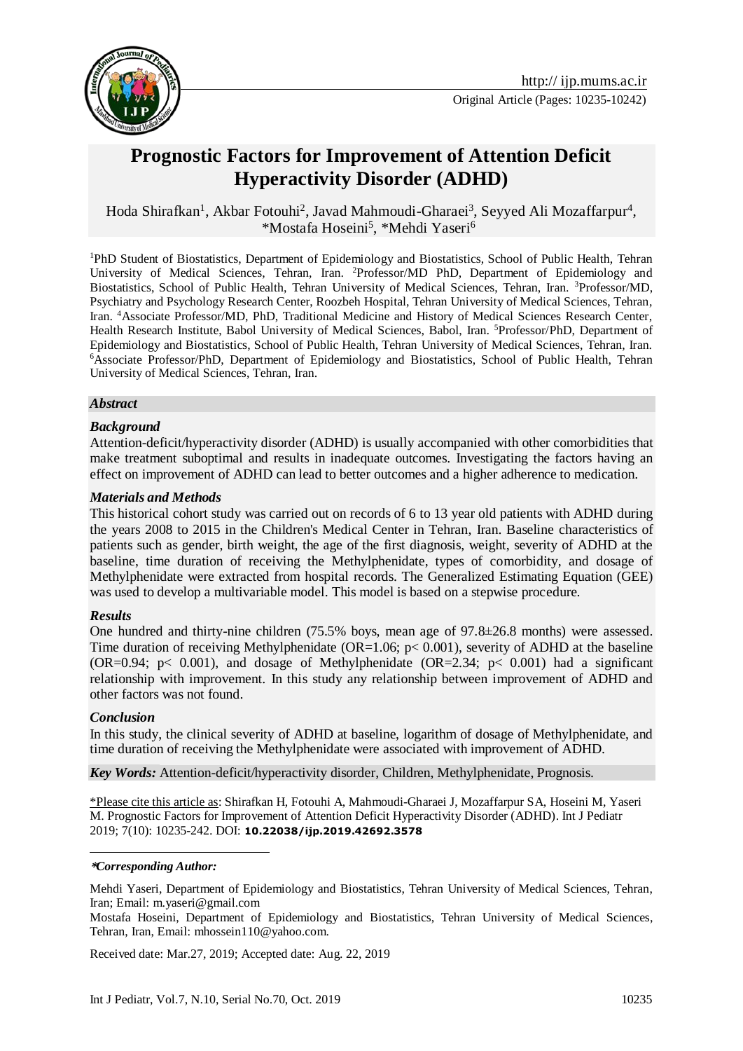Original Article (Pages: 10235-10242)

# Prognostic Factors for Improvement of Attention Deficit Hyperactivity Disorder (ADHD)

Hoda Shirafkan[1], Akbar Fotouhi[2], Javad Mahmoudi-Gharaei[3], Seyyed Ali Mozaffarpur[4], *Mostafa Hoseini[5], *Mehdi Yaseri[6]

[1]PhD Student of Biostatistics, Department of Epidemiology and Biostatistics, School of Public Health, Tehran University of Medical Sciences, Tehran, Iran. [2]Professor/MD PhD, Department of Epidemiology and Biostatistics, School of Public Health, Tehran University of Medical Sciences, Tehran, Iran. [3]Professor/MD, Psychiatry and Psychology Research Center, Roozbeh Hospital, Tehran University of Medical Sciences, Tehran, Iran. [4]Associate Professor/MD, PhD, Traditional Medicine and History of Medical Sciences Research Center, Health Research Institute, Babol University of Medical Sciences, Babol, Iran. [5]Professor/PhD, Department of Epidemiology and Biostatistics, School of Public Health, Tehran University of Medical Sciences, Tehran, Iran. [6]Associate Professor/PhD, Department of Epidemiology and Biostatistics, School of Public Health, Tehran University of Medical Sciences, Tehran, Iran.

## *Abstract*

### *Background*

Attention-deficit/hyperactivity disorder (ADHD) is usually accompanied with other comorbidities that make treatment suboptimal and results in inadequate outcomes. Investigating the factors having an effect on improvement of ADHD can lead to better outcomes and a higher adherence to medication.

### *Materials and Methods*

This historical cohort study was carried out on records of 6 to 13 year old patients with ADHD during the years 2008 to 2015 in the Children's Medical Center in Tehran, Iran. Baseline characteristics of patients such as gender, birth weight, the age of the first diagnosis, weight, severity of ADHD at the baseline, time duration of receiving the Methylphenidate, types of comorbidity, and dosage of Methylphenidate were extracted from hospital records. The Generalized Estimating Equation (GEE) was used to develop a multivariable model. This model is based on a stepwise procedure.

### *Results*

One hundred and thirty-nine children (75.5% boys, mean age of 97.8±26.8 months) were assessed. Time duration of receiving Methylphenidate (OR=1.06; $p < 0.001$), severity of ADHD at the baseline (OR=0.94; $p < 0.001$), and dosage of Methylphenidate (OR=2.34; $p < 0.001$) had a significant relationship with improvement. In this study any relationship between improvement of ADHD and other factors was not found.

### *Conclusion*

In this study, the clinical severity of ADHD at baseline, logarithm of dosage of Methylphenidate, and time duration of receiving the Methylphenidate were associated with improvement of ADHD.

***Key Words:*** Attention-deficit/hyperactivity disorder, Children, Methylphenidate, Prognosis.

\*Please cite this article as: Shirafkan H, Fotouhi A, Mahmoudi-Gharaei J, Mozaffarpur SA, Hoseini M, Yaseri M. Prognostic Factors for Improvement of Attention Deficit Hyperactivity Disorder (ADHD). Int J Pediatr 2019; 7(10): 10235-242. DOI: **10.22038/ijp.2019.42692.3578**

***\*Corresponding Author:***

Mehdi Yaseri, Department of Epidemiology and Biostatistics, Tehran University of Medical Sciences, Tehran, Iran; Email: m.yaseri@gmail.com

Mostafa Hoseini, Department of Epidemiology and Biostatistics, Tehran University of Medical Sciences, Tehran, Iran, Email: mhossein110@yahoo.com.

Received date: Mar.27, 2019; Accepted date: Aug. 22, 2019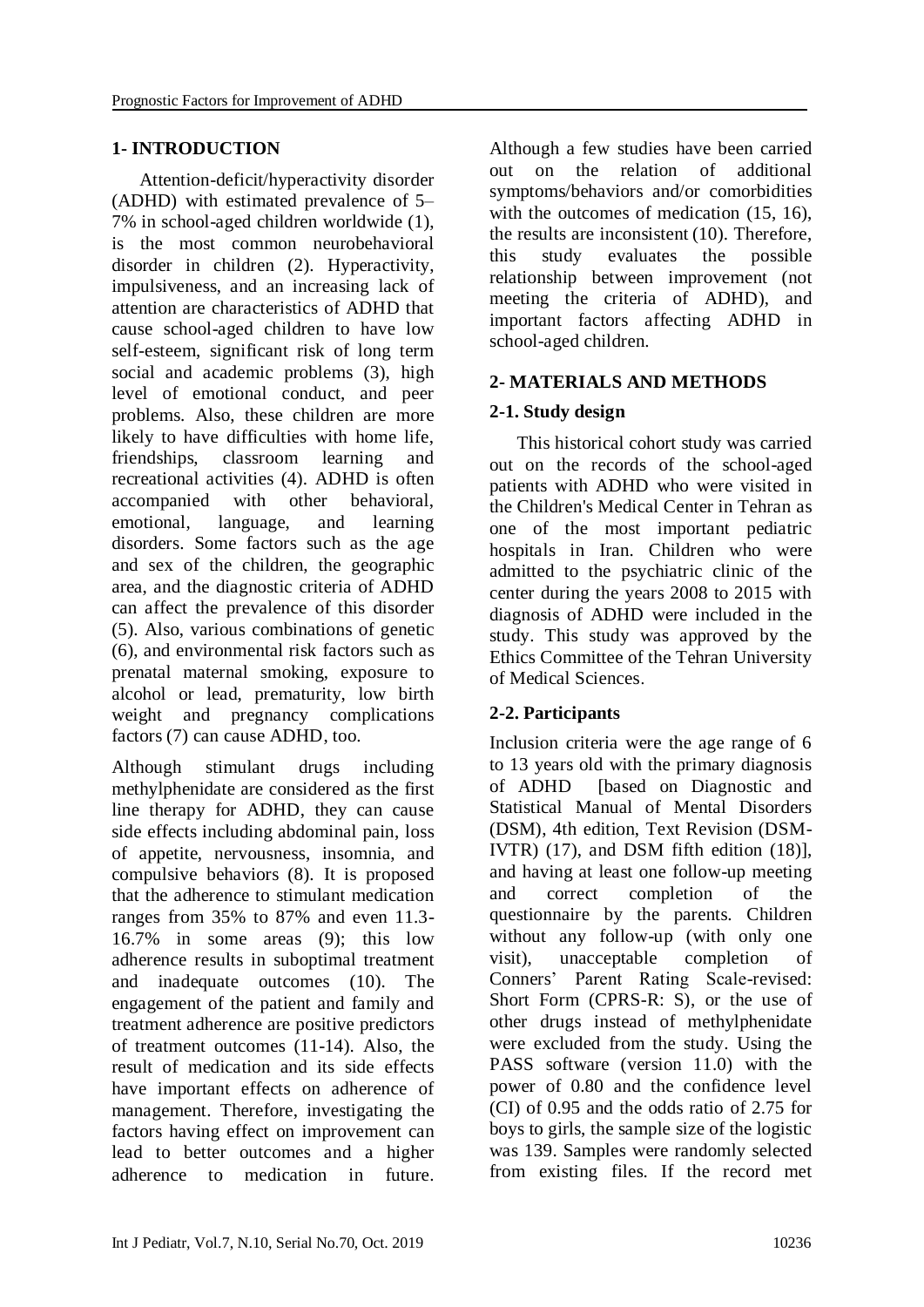## 1- INTRODUCTION

Attention-deficit/hyperactivity disorder (ADHD) with estimated prevalence of 5–7% in school-aged children worldwide (1), is the most common neurobehavioral disorder in children (2). Hyperactivity, impulsiveness, and an increasing lack of attention are characteristics of ADHD that cause school-aged children to have low self-esteem, significant risk of long term social and academic problems (3), high level of emotional conduct, and peer problems. Also, these children are more likely to have difficulties with home life, friendships, classroom learning and recreational activities (4). ADHD is often accompanied with other behavioral, emotional, language, and learning disorders. Some factors such as the age and sex of the children, the geographic area, and the diagnostic criteria of ADHD can affect the prevalence of this disorder (5). Also, various combinations of genetic (6), and environmental risk factors such as prenatal maternal smoking, exposure to alcohol or lead, prematurity, low birth weight and pregnancy complications factors (7) can cause ADHD, too.

Although stimulant drugs including methylphenidate are considered as the first line therapy for ADHD, they can cause side effects including abdominal pain, loss of appetite, nervousness, insomnia, and compulsive behaviors (8). It is proposed that the adherence to stimulant medication ranges from 35% to 87% and even 11.3-16.7% in some areas (9); this low adherence results in suboptimal treatment and inadequate outcomes (10). The engagement of the patient and family and treatment adherence are positive predictors of treatment outcomes (11-14). Also, the result of medication and its side effects have important effects on adherence of management. Therefore, investigating the factors having effect on improvement can lead to better outcomes and a higher adherence to medication in future. Although a few studies have been carried out on the relation of additional symptoms/behaviors and/or comorbidities with the outcomes of medication (15, 16), the results are inconsistent (10). Therefore, this study evaluates the possible relationship between improvement (not meeting the criteria of ADHD), and important factors affecting ADHD in school-aged children.

## 2- MATERIALS AND METHODS

### 2-1. Study design

This historical cohort study was carried out on the records of the school-aged patients with ADHD who were visited in the Children's Medical Center in Tehran as one of the most important pediatric hospitals in Iran. Children who were admitted to the psychiatric clinic of the center during the years 2008 to 2015 with diagnosis of ADHD were included in the study. This study was approved by the Ethics Committee of the Tehran University of Medical Sciences.

### 2-2. Participants

Inclusion criteria were the age range of 6 to 13 years old with the primary diagnosis of ADHD [based on Diagnostic and Statistical Manual of Mental Disorders (DSM), 4th edition, Text Revision (DSM-IVTR) (17), and DSM fifth edition (18)], and having at least one follow-up meeting and correct completion of the questionnaire by the parents. Children without any follow-up (with only one visit), unacceptable completion of Conners' Parent Rating Scale-revised: Short Form (CPRS-R: S), or the use of other drugs instead of methylphenidate were excluded from the study. Using the PASS software (version 11.0) with the power of 0.80 and the confidence level (CI) of 0.95 and the odds ratio of 2.75 for boys to girls, the sample size of the logistic was 139. Samples were randomly selected from existing files. If the record met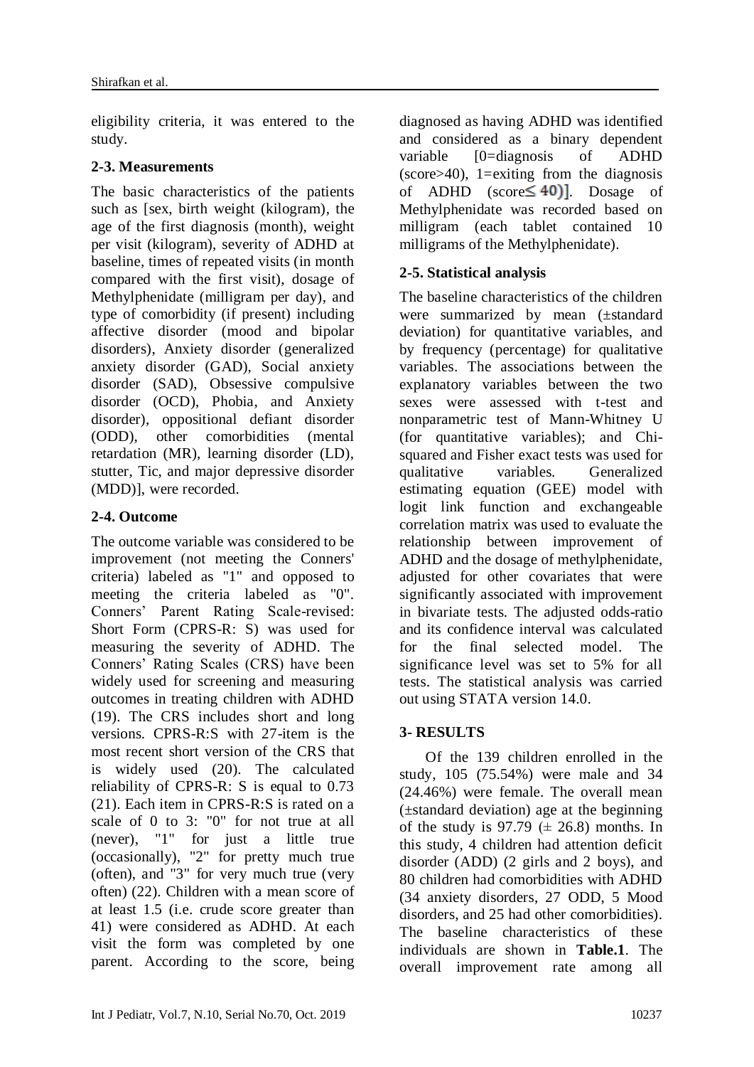eligibility criteria, it was entered to the study.

### 2-3. Measurements

The basic characteristics of the patients such as [sex, birth weight (kilogram), the age of the first diagnosis (month), weight per visit (kilogram), severity of ADHD at baseline, times of repeated visits (in month compared with the first visit), dosage of Methylphenidate (milligram per day), and type of comorbidity (if present) including affective disorder (mood and bipolar disorders), Anxiety disorder (generalized anxiety disorder (GAD), Social anxiety disorder (SAD), Obsessive compulsive disorder (OCD), Phobia, and Anxiety disorder), oppositional defiant disorder (ODD), other comorbidities (mental retardation (MR), learning disorder (LD), stutter, Tic, and major depressive disorder (MDD)], were recorded.

### 2-4. Outcome

The outcome variable was considered to be improvement (not meeting the Conners' criteria) labeled as "1" and opposed to meeting the criteria labeled as "0". Conners' Parent Rating Scale-revised: Short Form (CPRS-R: S) was used for measuring the severity of ADHD. The Conners' Rating Scales (CRS) have been widely used for screening and measuring outcomes in treating children with ADHD (19). The CRS includes short and long versions. CPRS-R:S with 27-item is the most recent short version of the CRS that is widely used (20). The calculated reliability of CPRS-R: S is equal to 0.73 (21). Each item in CPRS-R:S is rated on a scale of 0 to 3: "0" for not true at all (never), "1" for just a little true (occasionally), "2" for pretty much true (often), and "3" for very much true (very often) (22). Children with a mean score of at least 1.5 (i.e. crude score greater than 41) were considered as ADHD. At each visit the form was completed by one parent. According to the score, being diagnosed as having ADHD was identified and considered as a binary dependent variable [0=diagnosis of ADHD (score>40), 1=exiting from the diagnosis of ADHD (score$\leq$ 40)]. Dosage of Methylphenidate was recorded based on milligram (each tablet contained 10 milligrams of the Methylphenidate).

### 2-5. Statistical analysis

The baseline characteristics of the children were summarized by mean (±standard deviation) for quantitative variables, and by frequency (percentage) for qualitative variables. The associations between the explanatory variables between the two sexes were assessed with t-test and nonparametric test of Mann-Whitney U (for quantitative variables); and Chi-squared and Fisher exact tests was used for qualitative variables. Generalized estimating equation (GEE) model with logit link function and exchangeable correlation matrix was used to evaluate the relationship between improvement of ADHD and the dosage of methylphenidate, adjusted for other covariates that were significantly associated with improvement in bivariate tests. The adjusted odds-ratio and its confidence interval was calculated for the final selected model. The significance level was set to 5% for all tests. The statistical analysis was carried out using STATA version 14.0.

## 3- RESULTS

Of the 139 children enrolled in the study, 105 (75.54%) were male and 34 (24.46%) were female. The overall mean (±standard deviation) age at the beginning of the study is 97.79 (± 26.8) months. In this study, 4 children had attention deficit disorder (ADD) (2 girls and 2 boys), and 80 children had comorbidities with ADHD (34 anxiety disorders, 27 ODD, 5 Mood disorders, and 25 had other comorbidities). The baseline characteristics of these individuals are shown in **Table.1**. The overall improvement rate among all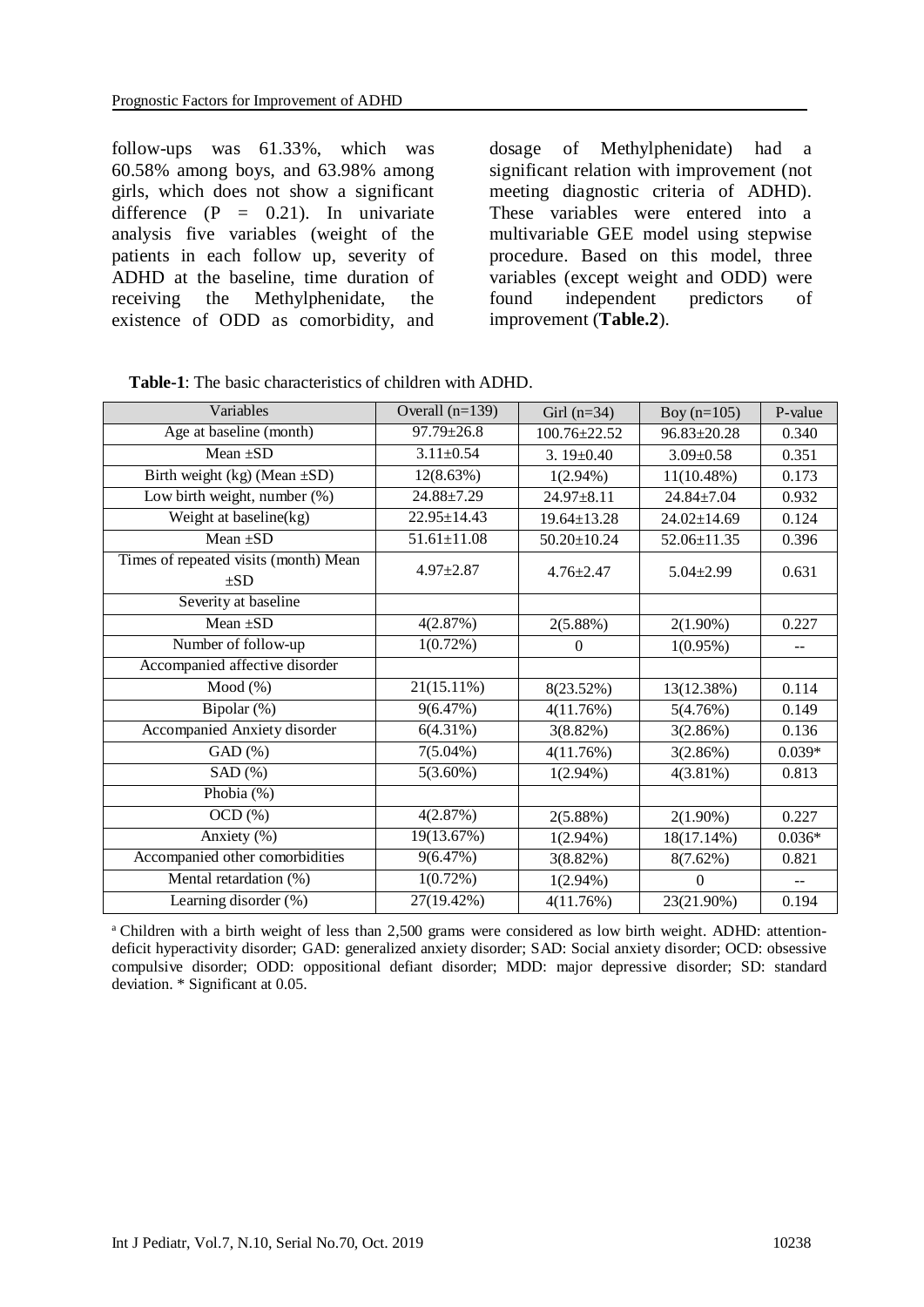follow-ups was 61.33%, which was 60.58% among boys, and 63.98% among girls, which does not show a significant difference (P = 0.21). In univariate analysis five variables (weight of the patients in each follow up, severity of ADHD at the baseline, time duration of receiving the Methylphenidate, the existence of ODD as comorbidity, and dosage of Methylphenidate) had a significant relation with improvement (not meeting diagnostic criteria of ADHD). These variables were entered into a multivariable GEE model using stepwise procedure. Based on this model, three variables (except weight and ODD) were found independent predictors of improvement (**Table.2**).

**Table-1**: The basic characteristics of children with ADHD.

| Variables | Overall (n=139) | Girl (n=34) | Boy (n=105) | P-value |
|---|---|---|---|---|
| Age at baseline (month) | 97.79±26.8 | 100.76±22.52 | 96.83±20.28 | 0.340 |
| Mean ±SD | 3.11±0.54 | 3. 19±0.40 | 3.09±0.58 | 0.351 |
| Birth weight (kg) (Mean ±SD) | 12(8.63%) | 1(2.94%) | 11(10.48%) | 0.173 |
| Low birth weight, number (%) | 24.88±7.29 | 24.97±8.11 | 24.84±7.04 | 0.932 |
| Weight at baseline(kg) | 22.95±14.43 | 19.64±13.28 | 24.02±14.69 | 0.124 |
| Mean ±SD | 51.61±11.08 | 50.20±10.24 | 52.06±11.35 | 0.396 |
| Times of repeated visits (month) Mean ±SD | 4.97±2.87 | 4.76±2.47 | 5.04±2.99 | 0.631 |
| Severity at baseline | | | | |
| Mean ±SD | 4(2.87%) | 2(5.88%) | 2(1.90%) | 0.227 |
| Number of follow-up | 1(0.72%) | 0 | 1(0.95%) | -- |
| Accompanied affective disorder | | | | |
| Mood (%) | 21(15.11%) | 8(23.52%) | 13(12.38%) | 0.114 |
| Bipolar (%) | 9(6.47%) | 4(11.76%) | 5(4.76%) | 0.149 |
| Accompanied Anxiety disorder | 6(4.31%) | 3(8.82%) | 3(2.86%) | 0.136 |
| GAD (%) | 7(5.04%) | 4(11.76%) | 3(2.86%) | 0.039* |
| SAD (%) | 5(3.60%) | 1(2.94%) | 4(3.81%) | 0.813 |
| Phobia (%) | | | | |
| OCD (%) | 4(2.87%) | 2(5.88%) | 2(1.90%) | 0.227 |
| Anxiety (%) | 19(13.67%) | 1(2.94%) | 18(17.14%) | 0.036* |
| Accompanied other comorbidities | 9(6.47%) | 3(8.82%) | 8(7.62%) | 0.821 |
| Mental retardation (%) | 1(0.72%) | 1(2.94%) | 0 | -- |
| Learning disorder (%) | 27(19.42%) | 4(11.76%) | 23(21.90%) | 0.194 |

[a] Children with a birth weight of less than 2,500 grams were considered as low birth weight. ADHD: attention-deficit hyperactivity disorder; GAD: generalized anxiety disorder; SAD: Social anxiety disorder; OCD: obsessive compulsive disorder; ODD: oppositional defiant disorder; MDD: major depressive disorder; SD: standard deviation. * Significant at 0.05.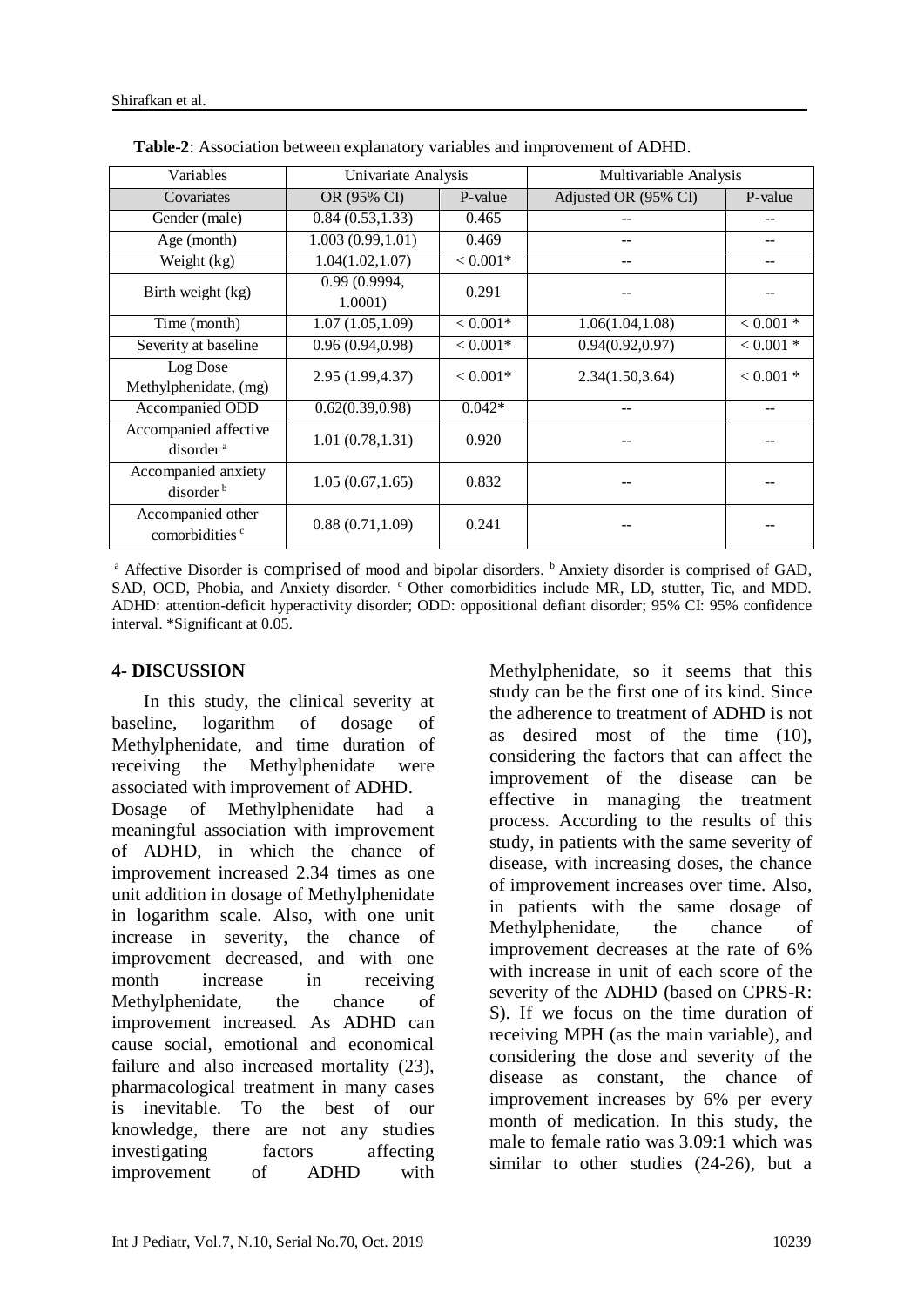**Table-2**: Association between explanatory variables and improvement of ADHD.

| Variables | Univariate Analysis | | Multivariable Analysis | |
|---|---|---|---|---|
| Covariates | OR (95% CI) | P-value | Adjusted OR (95% CI) | P-value |
| Gender (male) | 0.84 (0.53,1.33) | 0.465 | -- | -- |
| Age (month) | 1.003 (0.99,1.01) | 0.469 | -- | -- |
| Weight (kg) | 1.04(1.02,1.07) | < 0.001* | -- | -- |
| Birth weight (kg) | 0.99 (0.9994, 1.0001) | 0.291 | -- | -- |
| Time (month) | 1.07 (1.05,1.09) | < 0.001* | 1.06(1.04,1.08) | < 0.001 * |
| Severity at baseline | 0.96 (0.94,0.98) | < 0.001* | 0.94(0.92,0.97) | < 0.001 * |
| Log Dose Methylphenidate, (mg) | 2.95 (1.99,4.37) | < 0.001* | 2.34(1.50,3.64) | < 0.001 * |
| Accompanied ODD | 0.62(0.39,0.98) | 0.042* | -- | -- |
| Accompanied affective disorder [a] | 1.01 (0.78,1.31) | 0.920 | -- | -- |
| Accompanied anxiety disorder [b] | 1.05 (0.67,1.65) | 0.832 | -- | -- |
| Accompanied other comorbidities [c] | 0.88 (0.71,1.09) | 0.241 | -- | -- |

[a] Affective Disorder is comprised of mood and bipolar disorders. [b] Anxiety disorder is comprised of GAD, SAD, OCD, Phobia, and Anxiety disorder. [c] Other comorbidities include MR, LD, stutter, Tic, and MDD. ADHD: attention-deficit hyperactivity disorder; ODD: oppositional defiant disorder; 95% CI: 95% confidence interval. *Significant at 0.05.

## 4- DISCUSSION

In this study, the clinical severity at baseline, logarithm of dosage of Methylphenidate, and time duration of receiving the Methylphenidate were associated with improvement of ADHD.

Dosage of Methylphenidate had a meaningful association with improvement of ADHD, in which the chance of improvement increased 2.34 times as one unit addition in dosage of Methylphenidate in logarithm scale. Also, with one unit increase in severity, the chance of improvement decreased, and with one month increase in receiving Methylphenidate, the chance of improvement increased. As ADHD can cause social, emotional and economical failure and also increased mortality (23), pharmacological treatment in many cases is inevitable. To the best of our knowledge, there are not any studies investigating factors affecting improvement of ADHD with Methylphenidate, so it seems that this study can be the first one of its kind. Since the adherence to treatment of ADHD is not as desired most of the time (10), considering the factors that can affect the improvement of the disease can be effective in managing the treatment process. According to the results of this study, in patients with the same severity of disease, with increasing doses, the chance of improvement increases over time. Also, in patients with the same dosage of Methylphenidate, the chance of improvement decreases at the rate of 6% with increase in unit of each score of the severity of the ADHD (based on CPRS-R: S). If we focus on the time duration of receiving MPH (as the main variable), and considering the dose and severity of the disease as constant, the chance of improvement increases by 6% per every month of medication. In this study, the male to female ratio was 3.09:1 which was similar to other studies (24-26), but a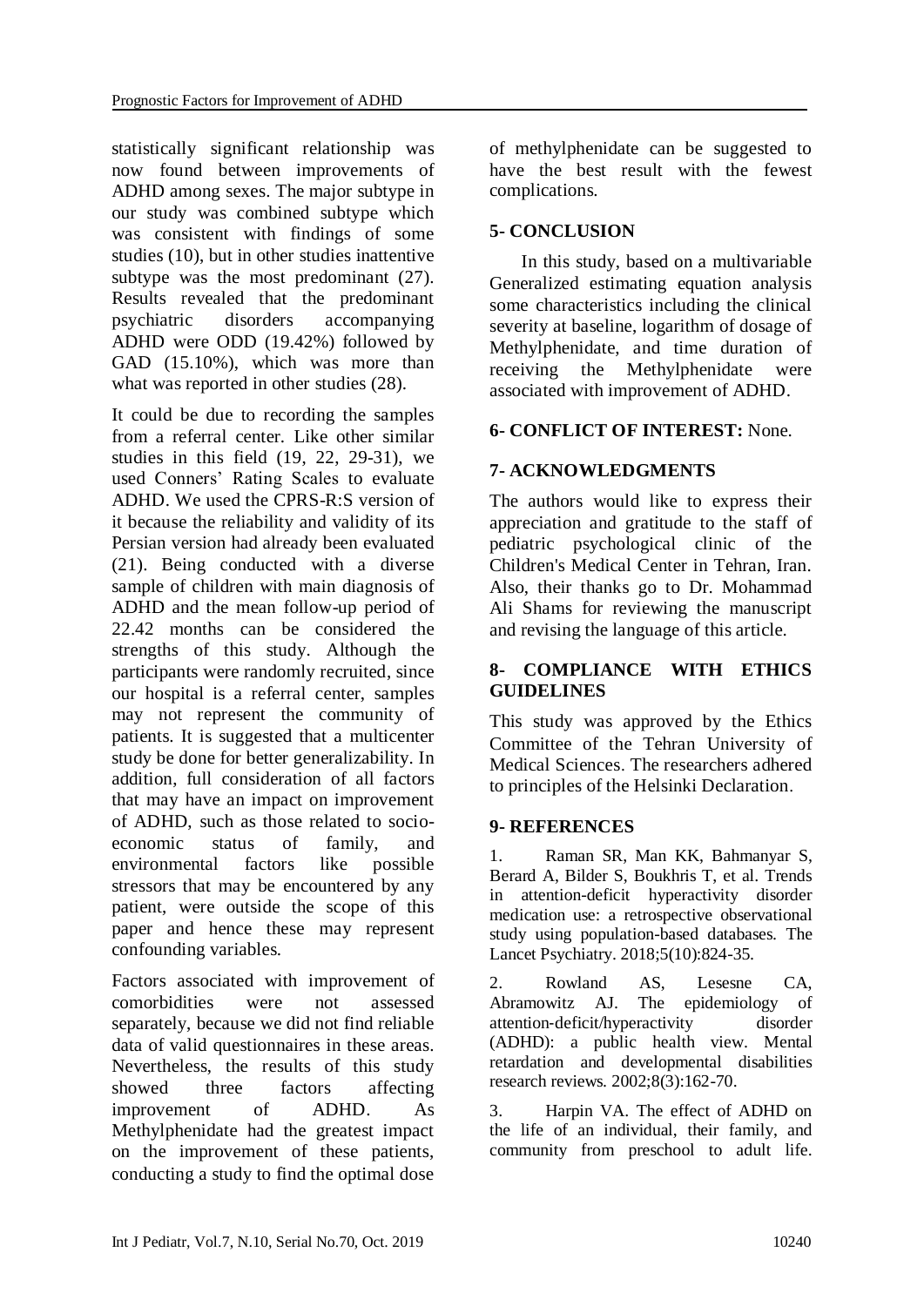statistically significant relationship was now found between improvements of ADHD among sexes. The major subtype in our study was combined subtype which was consistent with findings of some studies (10), but in other studies inattentive subtype was the most predominant (27). Results revealed that the predominant psychiatric disorders accompanying ADHD were ODD (19.42%) followed by GAD (15.10%), which was more than what was reported in other studies (28).

It could be due to recording the samples from a referral center. Like other similar studies in this field (19, 22, 29-31), we used Conners' Rating Scales to evaluate ADHD. We used the CPRS-R:S version of it because the reliability and validity of its Persian version had already been evaluated (21). Being conducted with a diverse sample of children with main diagnosis of ADHD and the mean follow-up period of 22.42 months can be considered the strengths of this study. Although the participants were randomly recruited, since our hospital is a referral center, samples may not represent the community of patients. It is suggested that a multicenter study be done for better generalizability. In addition, full consideration of all factors that may have an impact on improvement of ADHD, such as those related to socio-economic status of family, and environmental factors like possible stressors that may be encountered by any patient, were outside the scope of this paper and hence these may represent confounding variables.

Factors associated with improvement of comorbidities were not assessed separately, because we did not find reliable data of valid questionnaires in these areas. Nevertheless, the results of this study showed three factors affecting improvement of ADHD. As Methylphenidate had the greatest impact on the improvement of these patients, conducting a study to find the optimal dose of methylphenidate can be suggested to have the best result with the fewest complications.

## 5- CONCLUSION

In this study, based on a multivariable Generalized estimating equation analysis some characteristics including the clinical severity at baseline, logarithm of dosage of Methylphenidate, and time duration of receiving the Methylphenidate were associated with improvement of ADHD.

## 6- CONFLICT OF INTEREST: None.

## 7- ACKNOWLEDGMENTS

The authors would like to express their appreciation and gratitude to the staff of pediatric psychological clinic of the Children's Medical Center in Tehran, Iran. Also, their thanks go to Dr. Mohammad Ali Shams for reviewing the manuscript and revising the language of this article.

## 8- COMPLIANCE WITH ETHICS GUIDELINES

This study was approved by the Ethics Committee of the Tehran University of Medical Sciences. The researchers adhered to principles of the Helsinki Declaration.

## 9- REFERENCES

1. Raman SR, Man KK, Bahmanyar S, Berard A, Bilder S, Boukhris T, et al. Trends in attention-deficit hyperactivity disorder medication use: a retrospective observational study using population-based databases. The Lancet Psychiatry. 2018;5(10):824-35.

2. Rowland AS, Lesesne CA, Abramowitz AJ. The epidemiology of attention-deficit/hyperactivity disorder (ADHD): a public health view. Mental retardation and developmental disabilities research reviews. 2002;8(3):162-70.

3. Harpin VA. The effect of ADHD on the life of an individual, their family, and community from preschool to adult life.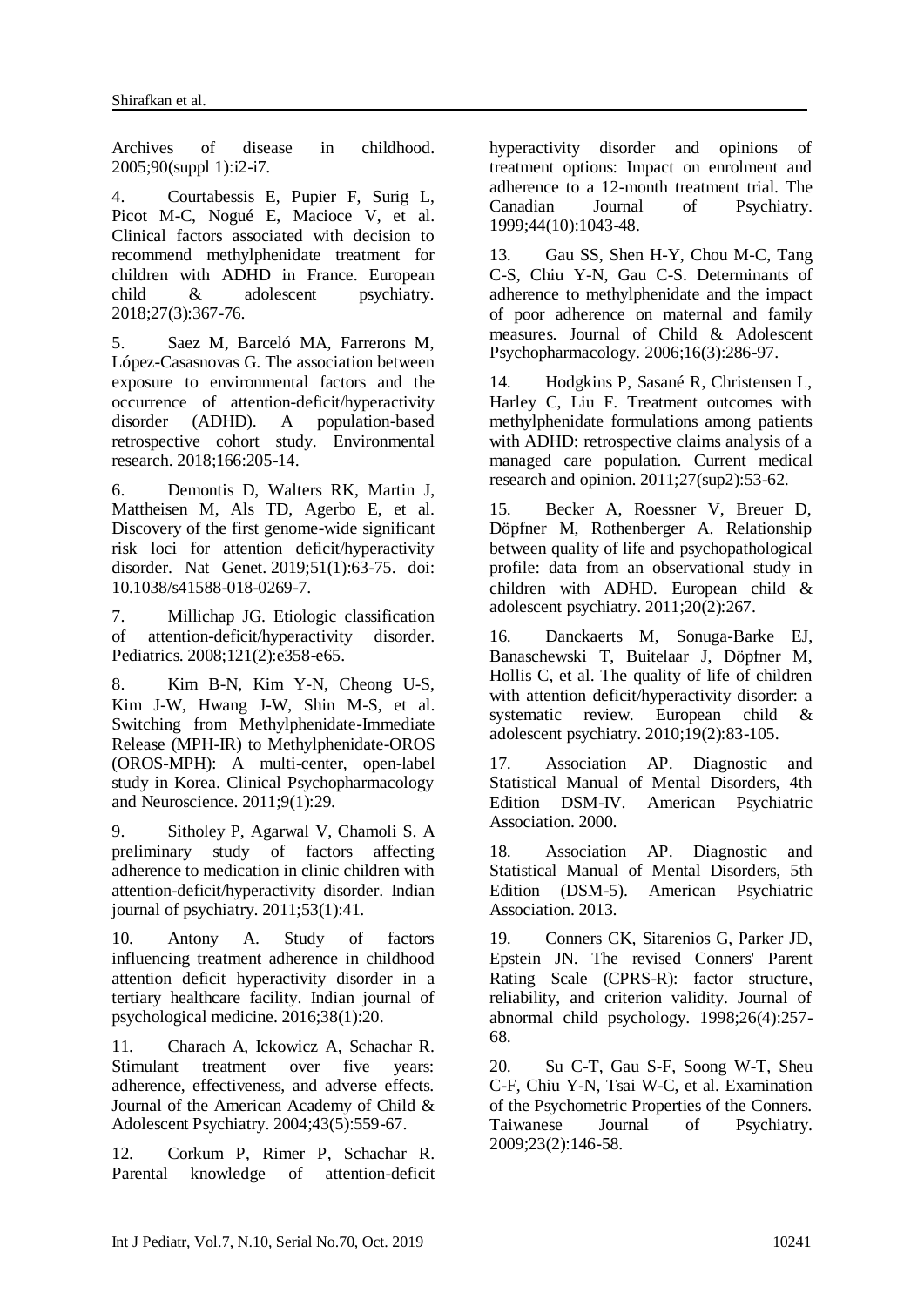Archives of disease in childhood. 2005;90(suppl 1):i2-i7.

4. Courtabessis E, Pupier F, Surig L, Picot M-C, Nogué E, Macioce V, et al. Clinical factors associated with decision to recommend methylphenidate treatment for children with ADHD in France. European child & adolescent psychiatry. 2018;27(3):367-76.

5. Saez M, Barceló MA, Farrerons M, López-Casasnovas G. The association between exposure to environmental factors and the occurrence of attention-deficit/hyperactivity disorder (ADHD). A population-based retrospective cohort study. Environmental research. 2018;166:205-14.

6. Demontis D, Walters RK, Martin J, Mattheisen M, Als TD, Agerbo E, et al. Discovery of the first genome-wide significant risk loci for attention deficit/hyperactivity disorder. Nat Genet. 2019;51(1):63-75. doi: 10.1038/s41588-018-0269-7.

7. Millichap JG. Etiologic classification of attention-deficit/hyperactivity disorder. Pediatrics. 2008;121(2):e358-e65.

8. Kim B-N, Kim Y-N, Cheong U-S, Kim J-W, Hwang J-W, Shin M-S, et al. Switching from Methylphenidate-Immediate Release (MPH-IR) to Methylphenidate-OROS (OROS-MPH): A multi-center, open-label study in Korea. Clinical Psychopharmacology and Neuroscience. 2011;9(1):29.

9. Sitholey P, Agarwal V, Chamoli S. A preliminary study of factors affecting adherence to medication in clinic children with attention-deficit/hyperactivity disorder. Indian journal of psychiatry. 2011;53(1):41.

10. Antony A. Study of factors influencing treatment adherence in childhood attention deficit hyperactivity disorder in a tertiary healthcare facility. Indian journal of psychological medicine. 2016;38(1):20.

11. Charach A, Ickowicz A, Schachar R. Stimulant treatment over five years: adherence, effectiveness, and adverse effects. Journal of the American Academy of Child & Adolescent Psychiatry. 2004;43(5):559-67.

12. Corkum P, Rimer P, Schachar R. Parental knowledge of attention-deficit hyperactivity disorder and opinions of treatment options: Impact on enrolment and adherence to a 12-month treatment trial. The Canadian Journal of Psychiatry. 1999;44(10):1043-48.

13. Gau SS, Shen H-Y, Chou M-C, Tang C-S, Chiu Y-N, Gau C-S. Determinants of adherence to methylphenidate and the impact of poor adherence on maternal and family measures. Journal of Child & Adolescent Psychopharmacology. 2006;16(3):286-97.

14. Hodgkins P, Sasané R, Christensen L, Harley C, Liu F. Treatment outcomes with methylphenidate formulations among patients with ADHD: retrospective claims analysis of a managed care population. Current medical research and opinion. 2011;27(sup2):53-62.

15. Becker A, Roessner V, Breuer D, Döpfner M, Rothenberger A. Relationship between quality of life and psychopathological profile: data from an observational study in children with ADHD. European child & adolescent psychiatry. 2011;20(2):267.

16. Danckaerts M, Sonuga-Barke EJ, Banaschewski T, Buitelaar J, Döpfner M, Hollis C, et al. The quality of life of children with attention deficit/hyperactivity disorder: a systematic review. European child & adolescent psychiatry. 2010;19(2):83-105.

17. Association AP. Diagnostic and Statistical Manual of Mental Disorders, 4th Edition DSM-IV. American Psychiatric Association. 2000.

18. Association AP. Diagnostic and Statistical Manual of Mental Disorders, 5th Edition (DSM-5). American Psychiatric Association. 2013.

19. Conners CK, Sitarenios G, Parker JD, Epstein JN. The revised Conners' Parent Rating Scale (CPRS-R): factor structure, reliability, and criterion validity. Journal of abnormal child psychology. 1998;26(4):257-68.

20. Su C-T, Gau S-F, Soong W-T, Sheu C-F, Chiu Y-N, Tsai W-C, et al. Examination of the Psychometric Properties of the Conners. Taiwanese Journal of Psychiatry. 2009;23(2):146-58.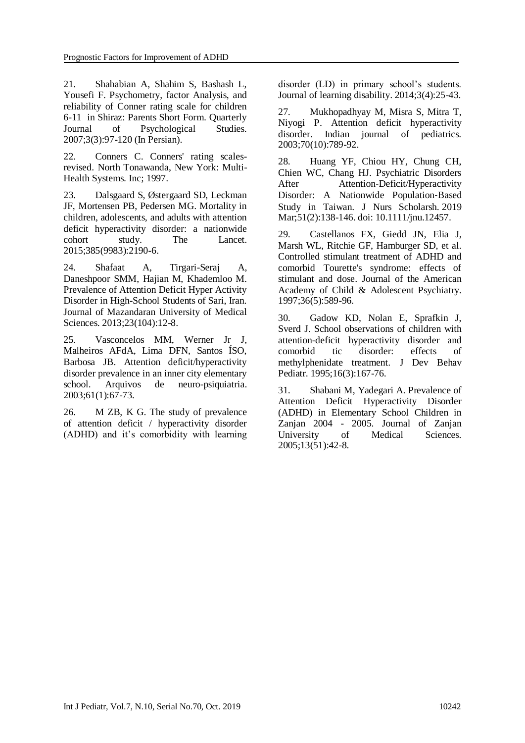21. Shahabian A, Shahim S, Bashash L, Yousefi F. Psychometry, factor Analysis, and reliability of Conner rating scale for children 6-11 in Shiraz: Parents Short Form. Quarterly Journal of Psychological Studies. 2007;3(3):97-120 (In Persian).

22. Conners C. Conners' rating scales-revised. North Tonawanda, New York: Multi-Health Systems. Inc; 1997.

23. Dalsgaard S, Østergaard SD, Leckman JF, Mortensen PB, Pedersen MG. Mortality in children, adolescents, and adults with attention deficit hyperactivity disorder: a nationwide cohort study. The Lancet. 2015;385(9983):2190-6.

24. Shafaat A, Tirgari-Seraj A, Daneshpoor SMM, Hajian M, Khademloo M. Prevalence of Attention Deficit Hyper Activity Disorder in High-School Students of Sari, Iran. Journal of Mazandaran University of Medical Sciences. 2013;23(104):12-8.

25. Vasconcelos MM, Werner Jr J, Malheiros AFdA, Lima DFN, Santos ÍSO, Barbosa JB. Attention deficit/hyperactivity disorder prevalence in an inner city elementary school. Arquivos de neuro-psiquiatria. 2003;61(1):67-73.

26. M ZB, K G. The study of prevalence of attention deficit / hyperactivity disorder (ADHD) and it's comorbidity with learning disorder (LD) in primary school's students. Journal of learning disability. 2014;3(4):25-43.

27. Mukhopadhyay M, Misra S, Mitra T, Niyogi P. Attention deficit hyperactivity disorder. Indian journal of pediatrics. 2003;70(10):789-92.

28. Huang YF, Chiou HY, Chung CH, Chien WC, Chang HJ. Psychiatric Disorders After Attention-Deficit/Hyperactivity Disorder: A Nationwide Population-Based Study in Taiwan. J Nurs Scholarsh. 2019 Mar;51(2):138-146. doi: 10.1111/jnu.12457.

29. Castellanos FX, Giedd JN, Elia J, Marsh WL, Ritchie GF, Hamburger SD, et al. Controlled stimulant treatment of ADHD and comorbid Tourette's syndrome: effects of stimulant and dose. Journal of the American Academy of Child & Adolescent Psychiatry. 1997;36(5):589-96.

30. Gadow KD, Nolan E, Sprafkin J, Sverd J. School observations of children with attention-deficit hyperactivity disorder and comorbid tic disorder: effects of methylphenidate treatment. J Dev Behav Pediatr. 1995;16(3):167-76.

31. Shabani M, Yadegari A. Prevalence of Attention Deficit Hyperactivity Disorder (ADHD) in Elementary School Children in Zanjan 2004 - 2005. Journal of Zanjan University of Medical Sciences. 2005;13(51):42-8.